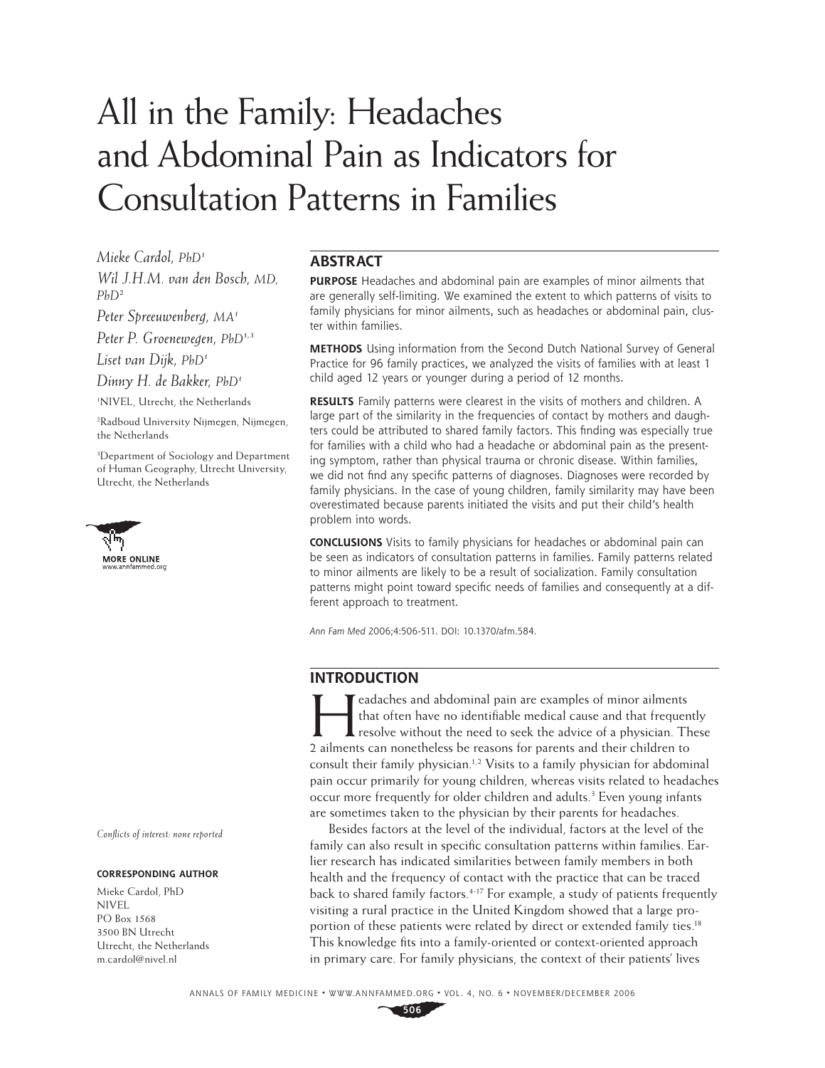# All in the Family: Headaches and Abdominal Pain as Indicators for Consultation Patterns in Families

*Mieke Cardol, PhD*[1]

*Wil J.H.M. van den Bosch, MD, PhD*[2]

*Peter Spreeuwenberg, MA*[1]

*Peter P. Groenewegen, PhD*[1,3]

*Liset van Dijk, PhD*[1]

*Dinny H. de Bakker, PhD*[1]

[1]NIVEL, Utrecht, the Netherlands

[2]Radboud University Nijmegen, Nijmegen, the Netherlands

[3]Department of Sociology and Department of Human Geography, Utrecht University, Utrecht, the Netherlands

MORE ONLINE
www.annfammed.org

*Conflicts of interest: none reported*

**CORRESPONDING AUTHOR**

Mieke Cardol, PhD
NIVEL
PO Box 1568
3500 BN Utrecht
Utrecht, the Netherlands
m.cardol@nivel.nl

## ABSTRACT

**PURPOSE** Headaches and abdominal pain are examples of minor ailments that are generally self-limiting. We examined the extent to which patterns of visits to family physicians for minor ailments, such as headaches or abdominal pain, cluster within families.

**METHODS** Using information from the Second Dutch National Survey of General Practice for 96 family practices, we analyzed the visits of families with at least 1 child aged 12 years or younger during a period of 12 months.

**RESULTS** Family patterns were clearest in the visits of mothers and children. A large part of the similarity in the frequencies of contact by mothers and daughters could be attributed to shared family factors. This finding was especially true for families with a child who had a headache or abdominal pain as the presenting symptom, rather than physical trauma or chronic disease. Within families, we did not find any specific patterns of diagnoses. Diagnoses were recorded by family physicians. In the case of young children, family similarity may have been overestimated because parents initiated the visits and put their child's health problem into words.

**CONCLUSIONS** Visits to family physicians for headaches or abdominal pain can be seen as indicators of consultation patterns in families. Family patterns related to minor ailments are likely to be a result of socialization. Family consultation patterns might point toward specific needs of families and consequently at a different approach to treatment.

*Ann Fam Med* 2006;4:506-511. DOI: 10.1370/afm.584.

## INTRODUCTION

Headaches and abdominal pain are examples of minor ailments that often have no identifiable medical cause and that frequently resolve without the need to seek the advice of a physician. These 2 ailments can nonetheless be reasons for parents and their children to consult their family physician.[1,2] Visits to a family physician for abdominal pain occur primarily for young children, whereas visits related to headaches occur more frequently for older children and adults.[3] Even young infants are sometimes taken to the physician by their parents for headaches.

Besides factors at the level of the individual, factors at the level of the family can also result in specific consultation patterns within families. Earlier research has indicated similarities between family members in both health and the frequency of contact with the practice that can be traced back to shared family factors.[4-17] For example, a study of patients frequently visiting a rural practice in the United Kingdom showed that a large proportion of these patients were related by direct or extended family ties.[18] This knowledge fits into a family-oriented or context-oriented approach in primary care. For family physicians, the context of their patients' lives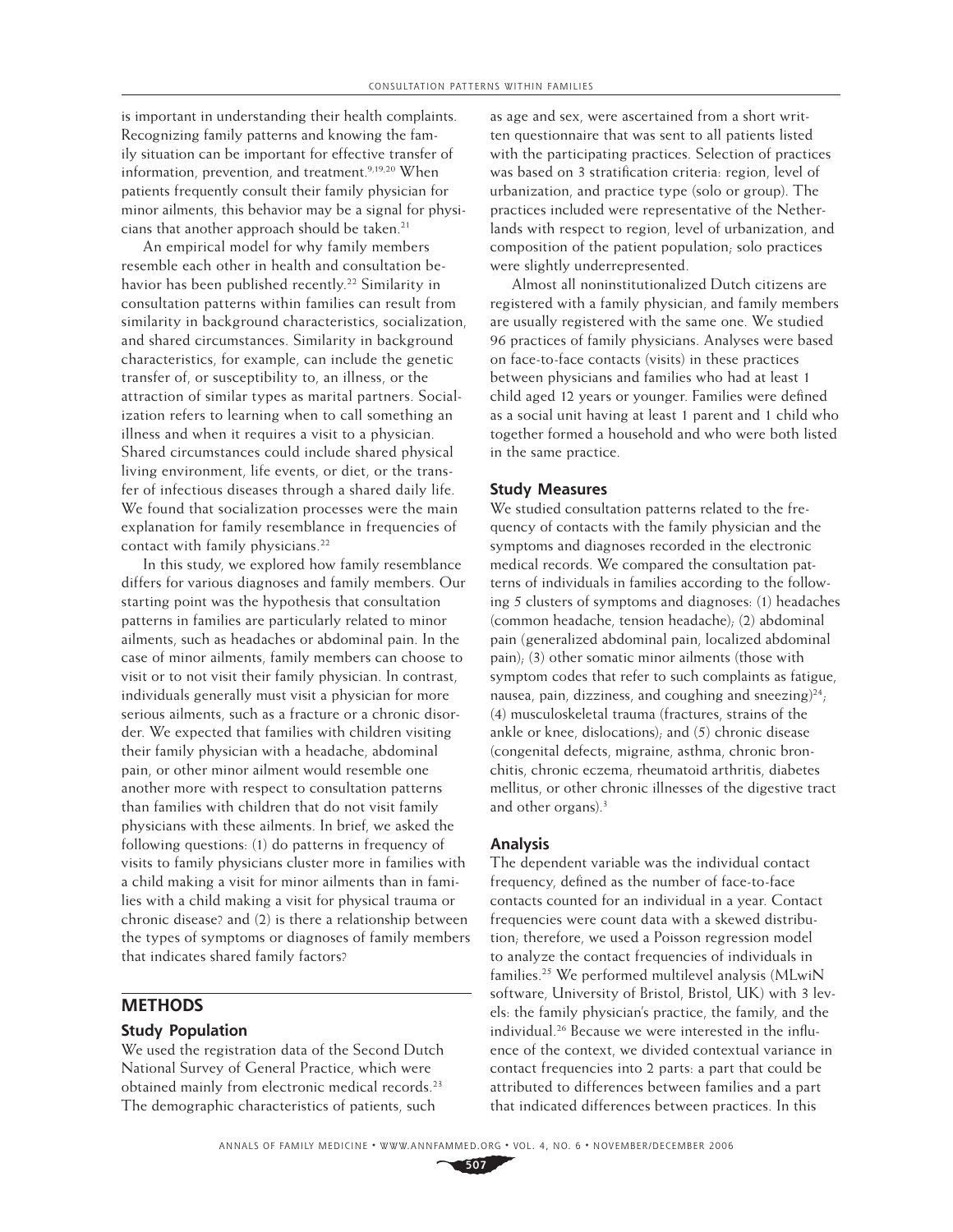is important in understanding their health complaints. Recognizing family patterns and knowing the family situation can be important for effective transfer of information, prevention, and treatment.[9,19,20] When patients frequently consult their family physician for minor ailments, this behavior may be a signal for physicians that another approach should be taken.[21]

An empirical model for why family members resemble each other in health and consultation behavior has been published recently.[22] Similarity in consultation patterns within families can result from similarity in background characteristics, socialization, and shared circumstances. Similarity in background characteristics, for example, can include the genetic transfer of, or susceptibility to, an illness, or the attraction of similar types as marital partners. Socialization refers to learning when to call something an illness and when it requires a visit to a physician. Shared circumstances could include shared physical living environment, life events, or diet, or the transfer of infectious diseases through a shared daily life. We found that socialization processes were the main explanation for family resemblance in frequencies of contact with family physicians.[22]

In this study, we explored how family resemblance differs for various diagnoses and family members. Our starting point was the hypothesis that consultation patterns in families are particularly related to minor ailments, such as headaches or abdominal pain. In the case of minor ailments, family members can choose to visit or to not visit their family physician. In contrast, individuals generally must visit a physician for more serious ailments, such as a fracture or a chronic disorder. We expected that families with children visiting their family physician with a headache, abdominal pain, or other minor ailment would resemble one another more with respect to consultation patterns than families with children that do not visit family physicians with these ailments. In brief, we asked the following questions: (1) do patterns in frequency of visits to family physicians cluster more in families with a child making a visit for minor ailments than in families with a child making a visit for physical trauma or chronic disease? and (2) is there a relationship between the types of symptoms or diagnoses of family members that indicates shared family factors?

## METHODS

### Study Population

We used the registration data of the Second Dutch National Survey of General Practice, which were obtained mainly from electronic medical records.[23] The demographic characteristics of patients, such as age and sex, were ascertained from a short written questionnaire that was sent to all patients listed with the participating practices. Selection of practices was based on 3 stratification criteria: region, level of urbanization, and practice type (solo or group). The practices included were representative of the Netherlands with respect to region, level of urbanization, and composition of the patient population; solo practices were slightly underrepresented.

Almost all noninstitutionalized Dutch citizens are registered with a family physician, and family members are usually registered with the same one. We studied 96 practices of family physicians. Analyses were based on face-to-face contacts (visits) in these practices between physicians and families who had at least 1 child aged 12 years or younger. Families were defined as a social unit having at least 1 parent and 1 child who together formed a household and who were both listed in the same practice.

### Study Measures

We studied consultation patterns related to the frequency of contacts with the family physician and the symptoms and diagnoses recorded in the electronic medical records. We compared the consultation patterns of individuals in families according to the following 5 clusters of symptoms and diagnoses: (1) headaches (common headache, tension headache); (2) abdominal pain (generalized abdominal pain, localized abdominal pain); (3) other somatic minor ailments (those with symptom codes that refer to such complaints as fatigue, nausea, pain, dizziness, and coughing and sneezing)[24]; (4) musculoskeletal trauma (fractures, strains of the ankle or knee, dislocations); and (5) chronic disease (congenital defects, migraine, asthma, chronic bronchitis, chronic eczema, rheumatoid arthritis, diabetes mellitus, or other chronic illnesses of the digestive tract and other organs).[3]

### Analysis

The dependent variable was the individual contact frequency, defined as the number of face-to-face contacts counted for an individual in a year. Contact frequencies were count data with a skewed distribution; therefore, we used a Poisson regression model to analyze the contact frequencies of individuals in families.[25] We performed multilevel analysis (MLwiN software, University of Bristol, Bristol, UK) with 3 levels: the family physician's practice, the family, and the individual.[26] Because we were interested in the influence of the context, we divided contextual variance in contact frequencies into 2 parts: a part that could be attributed to differences between families and a part that indicated differences between practices. In this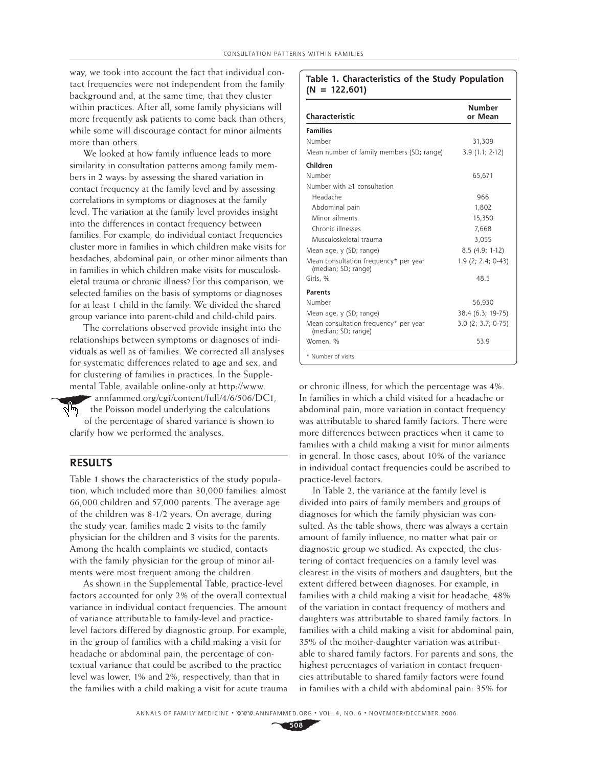way, we took into account the fact that individual contact frequencies were not independent from the family background and, at the same time, that they cluster within practices. After all, some family physicians will more frequently ask patients to come back than others, while some will discourage contact for minor ailments more than others.

We looked at how family influence leads to more similarity in consultation patterns among family members in 2 ways: by assessing the shared variation in contact frequency at the family level and by assessing correlations in symptoms or diagnoses at the family level. The variation at the family level provides insight into the differences in contact frequency between families. For example, do individual contact frequencies cluster more in families in which children make visits for headaches, abdominal pain, or other minor ailments than in families in which children make visits for musculoskeletal trauma or chronic illness? For this comparison, we selected families on the basis of symptoms or diagnoses for at least 1 child in the family. We divided the shared group variance into parent-child and child-child pairs.

The correlations observed provide insight into the relationships between symptoms or diagnoses of individuals as well as of families. We corrected all analyses for systematic differences related to age and sex, and for clustering of families in practices. In the Supplemental Table, available online-only at http://www.annfammed.org/cgi/content/full/4/6/506/DC1, the Poisson model underlying the calculations of the percentage of shared variance is shown to clarify how we performed the analyses.

## RESULTS

Table 1 shows the characteristics of the study population, which included more than 30,000 families: almost 66,000 children and 57,000 parents. The average age of the children was 8-1/2 years. On average, during the study year, families made 2 visits to the family physician for the children and 3 visits for the parents. Among the health complaints we studied, contacts with the family physician for the group of minor ailments were most frequent among the children.

As shown in the Supplemental Table, practice-level factors accounted for only 2% of the overall contextual variance in individual contact frequencies. The amount of variance attributable to family-level and practice-level factors differed by diagnostic group. For example, in the group of families with a child making a visit for headache or abdominal pain, the percentage of contextual variance that could be ascribed to the practice level was lower, 1% and 2%, respectively, than that in the families with a child making a visit for acute trauma or chronic illness, for which the percentage was 4%. In families in which a child visited for a headache or abdominal pain, more variation in contact frequency was attributable to shared family factors. There were more differences between practices when it came to families with a child making a visit for minor ailments in general. In those cases, about 10% of the variance in individual contact frequencies could be ascribed to practice-level factors.

In Table 2, the variance at the family level is divided into pairs of family members and groups of diagnoses for which the family physician was consulted. As the table shows, there was always a certain amount of family influence, no matter what pair or diagnostic group we studied. As expected, the clustering of contact frequencies on a family level was clearest in the visits of mothers and daughters, but the extent differed between diagnoses. For example, in families with a child making a visit for headache, 48% of the variation in contact frequency of mothers and daughters was attributable to shared family factors. In families with a child making a visit for abdominal pain, 35% of the mother-daughter variation was attributable to shared family factors. For parents and sons, the highest percentages of variation in contact frequencies attributable to shared family factors were found in families with a child with abdominal pain: 35% for

**Table 1. Characteristics of the Study Population (N = 122,601)**

| Characteristic | Number or Mean |
|---|---|
| **Families** | |
| Number | 31,309 |
| Mean number of family members (SD; range) | 3.9 (1.1; 2-12) |
| **Children** | |
| Number | 65,671 |
| Number with ≥1 consultation | |
| Headache | 966 |
| Abdominal pain | 1,802 |
| Minor ailments | 15,350 |
| Chronic illnesses | 7,668 |
| Musculoskeletal trauma | 3,055 |
| Mean age, y (SD; range) | 8.5 (4.9; 1-12) |
| Mean consultation frequency* per year (median; SD; range) | 1.9 (2; 2.4; 0-43) |
| Girls, % | 48.5 |
| **Parents** | |
| Number | 56,930 |
| Mean age, y (SD; range) | 38.4 (6.3; 19-75) |
| Mean consultation frequency* per year (median; SD; range) | 3.0 (2; 3.7; 0-75) |
| Women, % | 53.9 |

\* Number of visits.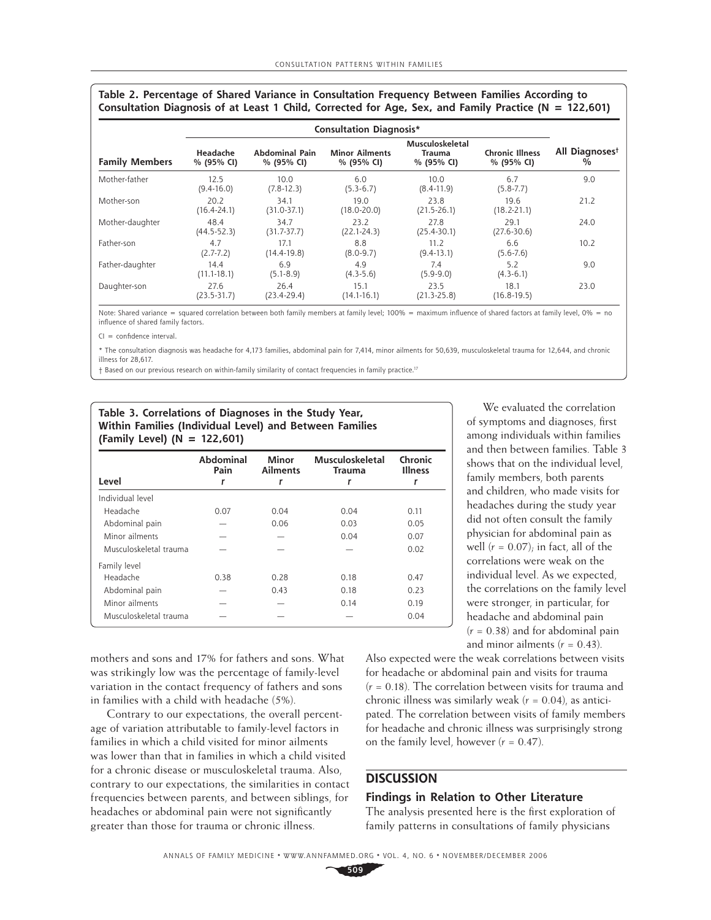**Table 2. Percentage of Shared Variance in Consultation Frequency Between Families According to Consultation Diagnosis of at Least 1 Child, Corrected for Age, Sex, and Family Practice (N = 122,601)**

| | Consultation Diagnosis* | | | | | |
|---|---|---|---|---|---|---|
| **Family Members** | **Headache % (95% CI)** | **Abdominal Pain % (95% CI)** | **Minor Ailments % (95% CI)** | **Musculoskeletal Trauma % (95% CI)** | **Chronic Illness % (95% CI)** | **All Diagnoses† %** |
| Mother-father | 12.5 (9.4-16.0) | 10.0 (7.8-12.3) | 6.0 (5.3-6.7) | 10.0 (8.4-11.9) | 6.7 (5.8-7.7) | 9.0 |
| Mother-son | 20.2 (16.4-24.1) | 34.1 (31.0-37.1) | 19.0 (18.0-20.0) | 23.8 (21.5-26.1) | 19.6 (18.2-21.1) | 21.2 |
| Mother-daughter | 48.4 (44.5-52.3) | 34.7 (31.7-37.7) | 23.2 (22.1-24.3) | 27.8 (25.4-30.1) | 29.1 (27.6-30.6) | 24.0 |
| Father-son | 4.7 (2.7-7.2) | 17.1 (14.4-19.8) | 8.8 (8.0-9.7) | 11.2 (9.4-13.1) | 6.6 (5.6-7.6) | 10.2 |
| Father-daughter | 14.4 (11.1-18.1) | 6.9 (5.1-8.9) | 4.9 (4.3-5.6) | 7.4 (5.9-9.0) | 5.2 (4.3-6.1) | 9.0 |
| Daughter-son | 27.6 (23.5-31.7) | 26.4 (23.4-29.4) | 15.1 (14.1-16.1) | 23.5 (21.3-25.8) | 18.1 (16.8-19.5) | 23.0 |

Note: Shared variance = squared correlation between both family members at family level; 100% = maximum influence of shared factors at family level, 0% = no influence of shared family factors.

CI = confidence interval.

* The consultation diagnosis was headache for 4,173 families, abdominal pain for 7,414, minor ailments for 50,639, musculoskeletal trauma for 12,644, and chronic illness for 28,617.

† Based on our previous research on within-family similarity of contact frequencies in family practice.[17]

**Table 3. Correlations of Diagnoses in the Study Year, Within Families (Individual Level) and Between Families (Family Level) (N = 122,601)**

| Level | Abdominal Pain $r$ | Minor Ailments $r$ | Musculoskeletal Trauma $r$ | Chronic Illness $r$ |
|---|---|---|---|---|
| Individual level | | | | |
| Headache | 0.07 | 0.04 | 0.04 | 0.11 |
| Abdominal pain | — | 0.06 | 0.03 | 0.05 |
| Minor ailments | — | — | 0.04 | 0.07 |
| Musculoskeletal trauma | — | — | — | 0.02 |
| Family level | | | | |
| Headache | 0.38 | 0.28 | 0.18 | 0.47 |
| Abdominal pain | — | 0.43 | 0.18 | 0.23 |
| Minor ailments | — | — | 0.14 | 0.19 |
| Musculoskeletal trauma | — | — | — | 0.04 |

mothers and sons and 17% for fathers and sons. What was strikingly low was the percentage of family-level variation in the contact frequency of fathers and sons in families with a child with headache (5%).

Contrary to our expectations, the overall percentage of variation attributable to family-level factors in families in which a child visited for minor ailments was lower than that in families in which a child visited for a chronic disease or musculoskeletal trauma. Also, contrary to our expectations, the similarities in contact frequencies between parents, and between siblings, for headaches or abdominal pain were not significantly greater than those for trauma or chronic illness.

We evaluated the correlation of symptoms and diagnoses, first among individuals within families and then between families. Table 3 shows that on the individual level, family members, both parents and children, who made visits for headaches during the study year did not often consult the family physician for abdominal pain as well ($r = 0.07$); in fact, all of the correlations were weak on the individual level. As we expected, the correlations on the family level were stronger, in particular, for headache and abdominal pain ($r = 0.38$) and for abdominal pain and minor ailments ($r = 0.43$). Also expected were the weak correlations between visits for headache or abdominal pain and visits for trauma ($r = 0.18$). The correlation between visits for trauma and chronic illness was similarly weak ($r = 0.04$), as anticipated. The correlation between visits of family members for headache and chronic illness was surprisingly strong on the family level, however ($r = 0.47$).

## DISCUSSION

### Findings in Relation to Other Literature

The analysis presented here is the first exploration of family patterns in consultations of family physicians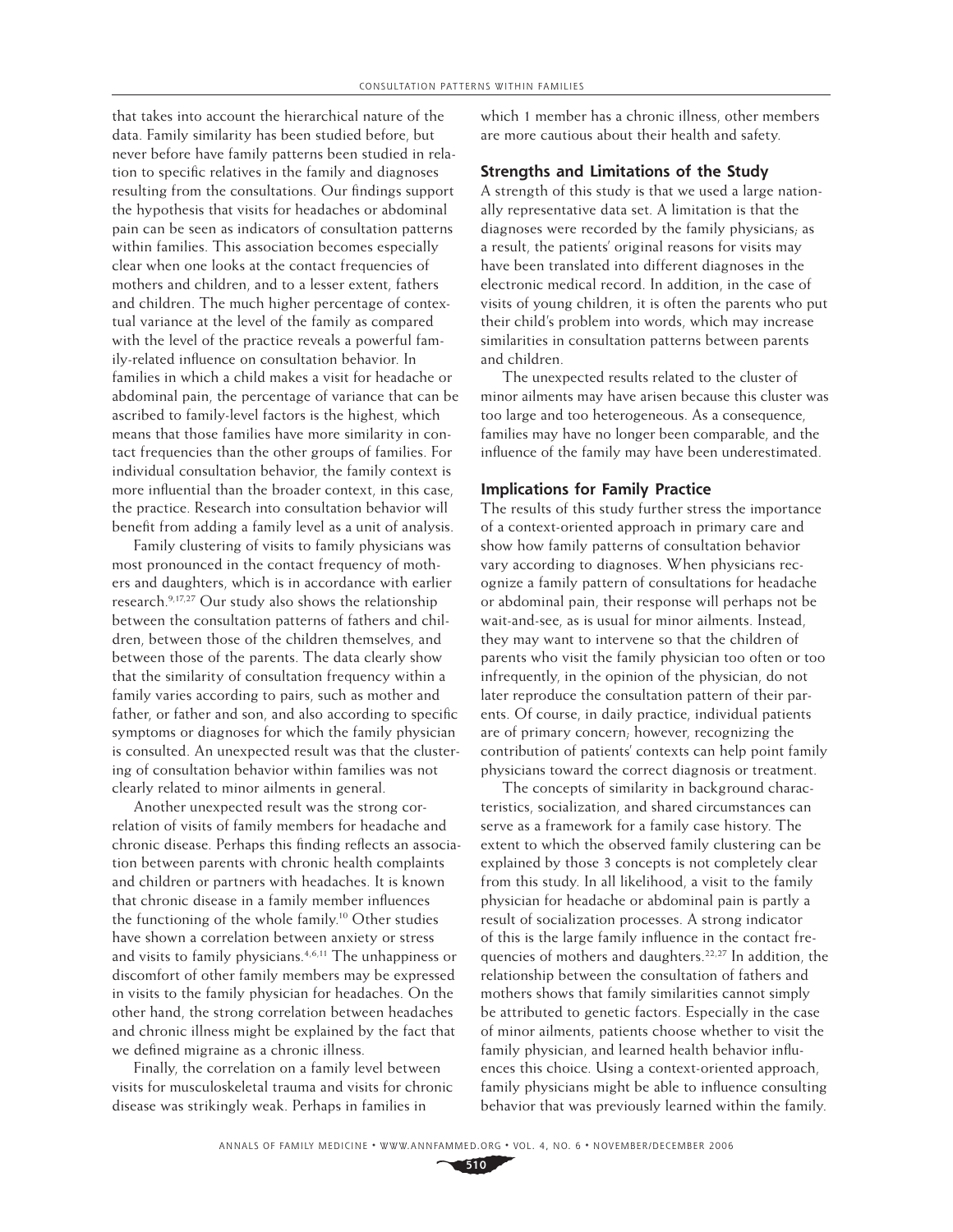that takes into account the hierarchical nature of the data. Family similarity has been studied before, but never before have family patterns been studied in relation to specific relatives in the family and diagnoses resulting from the consultations. Our findings support the hypothesis that visits for headaches or abdominal pain can be seen as indicators of consultation patterns within families. This association becomes especially clear when one looks at the contact frequencies of mothers and children, and to a lesser extent, fathers and children. The much higher percentage of contextual variance at the level of the family as compared with the level of the practice reveals a powerful family-related influence on consultation behavior. In families in which a child makes a visit for headache or abdominal pain, the percentage of variance that can be ascribed to family-level factors is the highest, which means that those families have more similarity in contact frequencies than the other groups of families. For individual consultation behavior, the family context is more influential than the broader context, in this case, the practice. Research into consultation behavior will benefit from adding a family level as a unit of analysis.

Family clustering of visits to family physicians was most pronounced in the contact frequency of mothers and daughters, which is in accordance with earlier research.[9,17,27] Our study also shows the relationship between the consultation patterns of fathers and children, between those of the children themselves, and between those of the parents. The data clearly show that the similarity of consultation frequency within a family varies according to pairs, such as mother and father, or father and son, and also according to specific symptoms or diagnoses for which the family physician is consulted. An unexpected result was that the clustering of consultation behavior within families was not clearly related to minor ailments in general.

Another unexpected result was the strong correlation of visits of family members for headache and chronic disease. Perhaps this finding reflects an association between parents with chronic health complaints and children or partners with headaches. It is known that chronic disease in a family member influences the functioning of the whole family.[10] Other studies have shown a correlation between anxiety or stress and visits to family physicians.[4,6,11] The unhappiness or discomfort of other family members may be expressed in visits to the family physician for headaches. On the other hand, the strong correlation between headaches and chronic illness might be explained by the fact that we defined migraine as a chronic illness.

Finally, the correlation on a family level between visits for musculoskeletal trauma and visits for chronic disease was strikingly weak. Perhaps in families in which 1 member has a chronic illness, other members are more cautious about their health and safety.

### Strengths and Limitations of the Study

A strength of this study is that we used a large nationally representative data set. A limitation is that the diagnoses were recorded by the family physicians; as a result, the patients' original reasons for visits may have been translated into different diagnoses in the electronic medical record. In addition, in the case of visits of young children, it is often the parents who put their child's problem into words, which may increase similarities in consultation patterns between parents and children.

The unexpected results related to the cluster of minor ailments may have arisen because this cluster was too large and too heterogeneous. As a consequence, families may have no longer been comparable, and the influence of the family may have been underestimated.

### Implications for Family Practice

The results of this study further stress the importance of a context-oriented approach in primary care and show how family patterns of consultation behavior vary according to diagnoses. When physicians recognize a family pattern of consultations for headache or abdominal pain, their response will perhaps not be wait-and-see, as is usual for minor ailments. Instead, they may want to intervene so that the children of parents who visit the family physician too often or too infrequently, in the opinion of the physician, do not later reproduce the consultation pattern of their parents. Of course, in daily practice, individual patients are of primary concern; however, recognizing the contribution of patients' contexts can help point family physicians toward the correct diagnosis or treatment.

The concepts of similarity in background characteristics, socialization, and shared circumstances can serve as a framework for a family case history. The extent to which the observed family clustering can be explained by those 3 concepts is not completely clear from this study. In all likelihood, a visit to the family physician for headache or abdominal pain is partly a result of socialization processes. A strong indicator of this is the large family influence in the contact frequencies of mothers and daughters.[22,27] In addition, the relationship between the consultation of fathers and mothers shows that family similarities cannot simply be attributed to genetic factors. Especially in the case of minor ailments, patients choose whether to visit the family physician, and learned health behavior influences this choice. Using a context-oriented approach, family physicians might be able to influence consulting behavior that was previously learned within the family.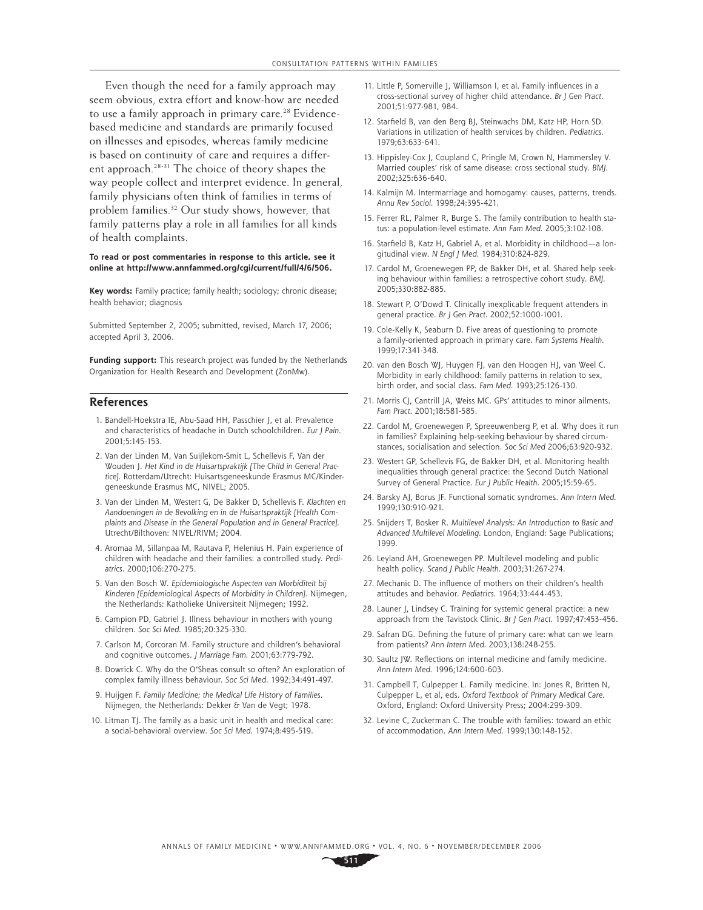Even though the need for a family approach may seem obvious, extra effort and know-how are needed to use a family approach in primary care.[28] Evidence-based medicine and standards are primarily focused on illnesses and episodes, whereas family medicine is based on continuity of care and requires a different approach.[28-31] The choice of theory shapes the way people collect and interpret evidence. In general, family physicians often think of families in terms of problem families.[32] Our study shows, however, that family patterns play a role in all families for all kinds of health complaints.

**To read or post commentaries in response to this article, see it online at http://www.annfammed.org/cgi/current/full/4/6/506.**

**Key words:** Family practice; family health; sociology; chronic disease; health behavior; diagnosis

Submitted September 2, 2005; submitted, revised, March 17, 2006; accepted April 3, 2006.

**Funding support:** This research project was funded by the Netherlands Organization for Health Research and Development (ZonMw).

## References

1. Bandell-Hoekstra IE, Abu-Saad HH, Passchier J, et al. Prevalence and characteristics of headache in Dutch schoolchildren. *Eur J Pain.* 2001;5:145-153.
2. Van der Linden M, Van Suijlekom-Smit L, Schellevis F, Van der Wouden J. *Het Kind in de Huisartspraktijk [The Child in General Practice].* Rotterdam/Utrecht: Huisartsgeneeskunde Erasmus MC/Kindergeneeskunde Erasmus MC, NIVEL; 2005.
3. Van der Linden M, Westert G, De Bakker D, Schellevis F. *Klachten en Aandoeningen in de Bevolking en in de Huisartspraktijk [Health Complaints and Disease in the General Population and in General Practice].* Utrecht/Bilthoven: NIVEL/RIVM; 2004.
4. Aromaa M, Sillanpaa M, Rautava P, Helenius H. Pain experience of children with headache and their families: a controlled study. *Pediatrics.* 2000;106:270-275.
5. Van den Bosch W. *Epidemiologische Aspecten van Morbiditeit bij Kinderen [Epidemiological Aspects of Morbidity in Children].* Nijmegen, the Netherlands: Katholieke Universiteit Nijmegen; 1992.
6. Campion PD, Gabriel J. Illness behaviour in mothers with young children. *Soc Sci Med.* 1985;20:325-330.
7. Carlson M, Corcoran M. Family structure and children's behavioral and cognitive outcomes. *J Marriage Fam.* 2001;63:779-792.
8. Dowrick C. Why do the O'Sheas consult so often? An exploration of complex family illness behaviour. *Soc Sci Med.* 1992;34:491-497.
9. Huijgen F. *Family Medicine; the Medical Life History of Families.* Nijmegen, the Netherlands: Dekker & Van de Vegt; 1978.
10. Litman TJ. The family as a basic unit in health and medical care: a social-behavioral overview. *Soc Sci Med.* 1974;8:495-519.
11. Little P, Somerville J, Williamson I, et al. Family influences in a cross-sectional survey of higher child attendance. *Br J Gen Pract.* 2001;51:977-981, 984.
12. Starfield B, van den Berg BJ, Steinwachs DM, Katz HP, Horn SD. Variations in utilization of health services by children. *Pediatrics.* 1979;63:633-641.
13. Hippisley-Cox J, Coupland C, Pringle M, Crown N, Hammersley V. Married couples' risk of same disease: cross sectional study. *BMJ.* 2002;325:636-640.
14. Kalmijn M. Intermarriage and homogamy: causes, patterns, trends. *Annu Rev Sociol.* 1998;24:395-421.
15. Ferrer RL, Palmer R, Burge S. The family contribution to health status: a population-level estimate. *Ann Fam Med.* 2005;3:102-108.
16. Starfield B, Katz H, Gabriel A, et al. Morbidity in childhood—a longitudinal view. *N Engl J Med.* 1984;310:824-829.
17. Cardol M, Groenewegen PP, de Bakker DH, et al. Shared help seeking behaviour within families: a retrospective cohort study. *BMJ.* 2005;330:882-885.
18. Stewart P, O'Dowd T. Clinically inexplicable frequent attenders in general practice. *Br J Gen Pract.* 2002;52:1000-1001.
19. Cole-Kelly K, Seaburn D. Five areas of questioning to promote a family-oriented approach in primary care. *Fam Systems Health.* 1999;17:341-348.
20. van den Bosch WJ, Huygen FJ, van den Hoogen HJ, van Weel C. Morbidity in early childhood: family patterns in relation to sex, birth order, and social class. *Fam Med.* 1993;25:126-130.
21. Morris CJ, Cantrill JA, Weiss MC. GPs' attitudes to minor ailments. *Fam Pract.* 2001;18:581-585.
22. Cardol M, Groenewegen P, Spreeuwenberg P, et al. Why does it run in families? Explaining help-seeking behaviour by shared circumstances, socialisation and selection. *Soc Sci Med* 2006;63:920-932.
23. Westert GP, Schellevis FG, de Bakker DH, et al. Monitoring health inequalities through general practice: the Second Dutch National Survey of General Practice. *Eur J Public Health.* 2005;15:59-65.
24. Barsky AJ, Borus JF. Functional somatic syndromes. *Ann Intern Med.* 1999;130:910-921.
25. Snijders T, Bosker R. *Multilevel Analysis: An Introduction to Basic and Advanced Multilevel Modeling.* London, England: Sage Publications; 1999.
26. Leyland AH, Groenewegen PP. Multilevel modeling and public health policy. *Scand J Public Health.* 2003;31:267-274.
27. Mechanic D. The influence of mothers on their children's health attitudes and behavior. *Pediatrics.* 1964;33:444-453.
28. Launer J, Lindsey C. Training for systemic general practice: a new approach from the Tavistock Clinic. *Br J Gen Pract.* 1997;47:453-456.
29. Safran DG. Defining the future of primary care: what can we learn from patients? *Ann Intern Med.* 2003;138:248-255.
30. Saultz JW. Reflections on internal medicine and family medicine. *Ann Intern Med.* 1996;124:600-603.
31. Campbell T, Culpepper L. Family medicine. In: Jones R, Britten N, Culpepper L, et al, eds. *Oxford Textbook of Primary Medical Care.* Oxford, England: Oxford University Press; 2004:299-309.
32. Levine C, Zuckerman C. The trouble with families: toward an ethic of accommodation. *Ann Intern Med.* 1999;130:148-152.